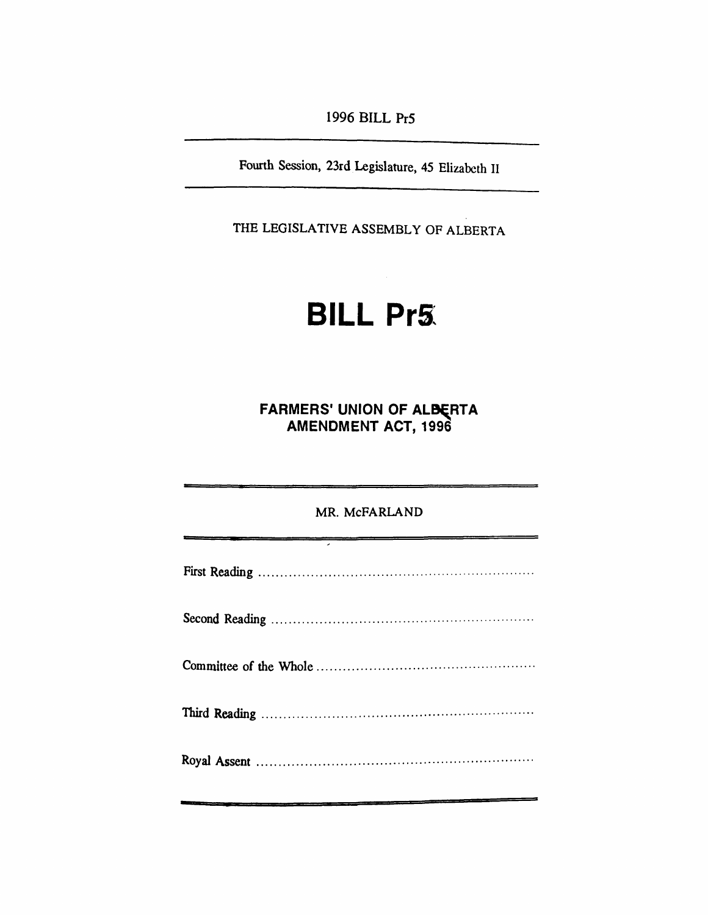1996 BILL Pr5

Fourth Session, 23rd Legislature, 45 Elizabeth II

THE LEGISLATIVE ASSEMBLY OF ALBERTA

# BILL Pr5

## FARMERS' UNION OF ALBERTA AMENDMENT ACT, 1996

MR. McFARLAND

First Reading ..............................................................

Second Reading ..............................................................

Committee of the Whole ..............................................................

Third Reading ..............................................................

Royal Assent ..............................................................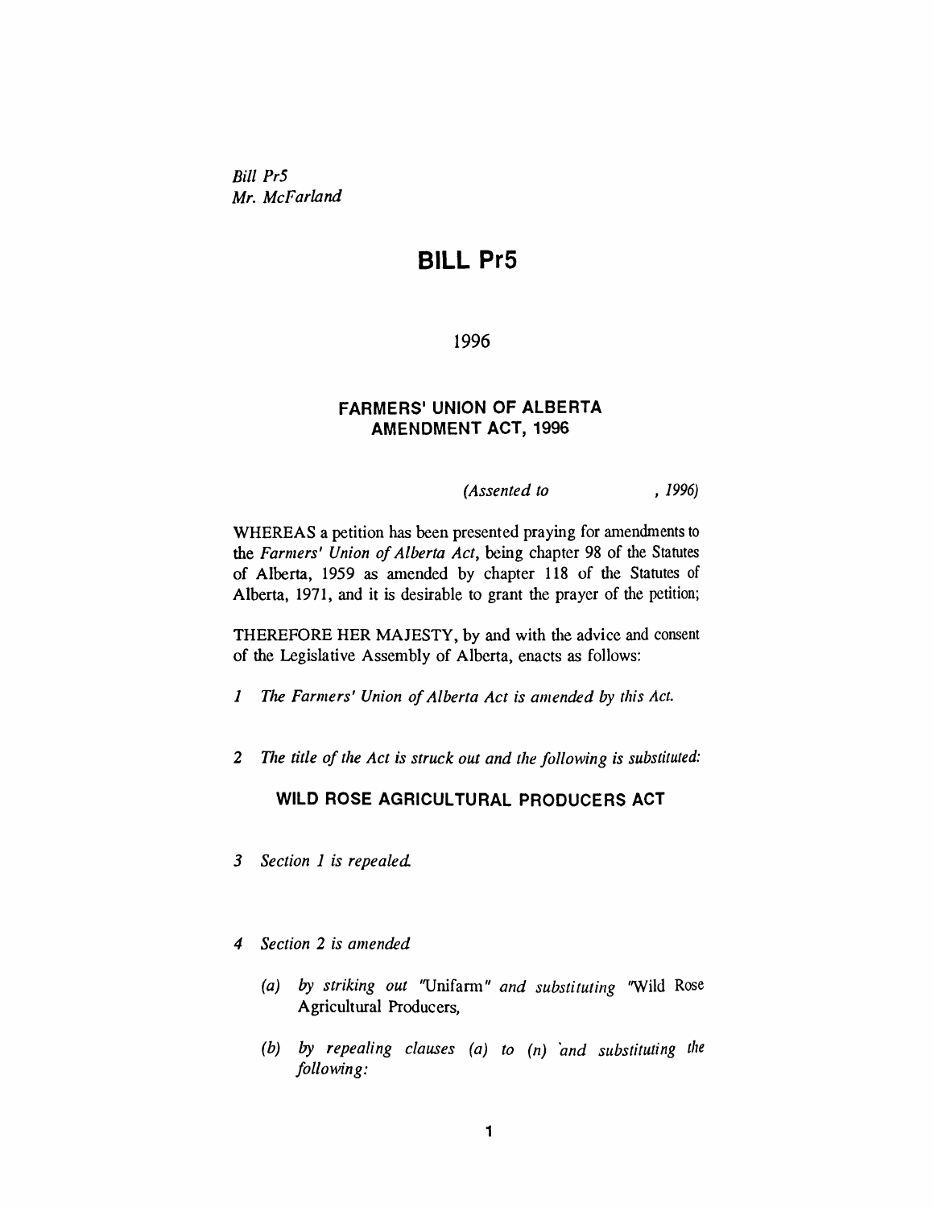*Bill Pr5*
*Mr. McFarland*

# BILL Pr5

1996

## FARMERS' UNION OF ALBERTA AMENDMENT ACT, 1996

*(Assented to , 1996)*

WHEREAS a petition has been presented praying for amendments to the *Farmers' Union of Alberta Act*, being chapter 98 of the Statutes of Alberta, 1959 as amended by chapter 118 of the Statutes of Alberta, 1971, and it is desirable to grant the prayer of the petition;

THEREFORE HER MAJESTY, by and with the advice and consent of the Legislative Assembly of Alberta, enacts as follows:

1 *The Farmers' Union of Alberta Act is amended by this Act.*

2 *The title of the Act is struck out and the following is substituted:*

### WILD ROSE AGRICULTURAL PRODUCERS ACT

3 *Section 1 is repealed.*

4 *Section 2 is amended*

(a) *by striking out* "Unifarm" *and substituting* "Wild Rose Agricultural Producers,

(b) *by repealing clauses (a) to (n) and substituting the following:*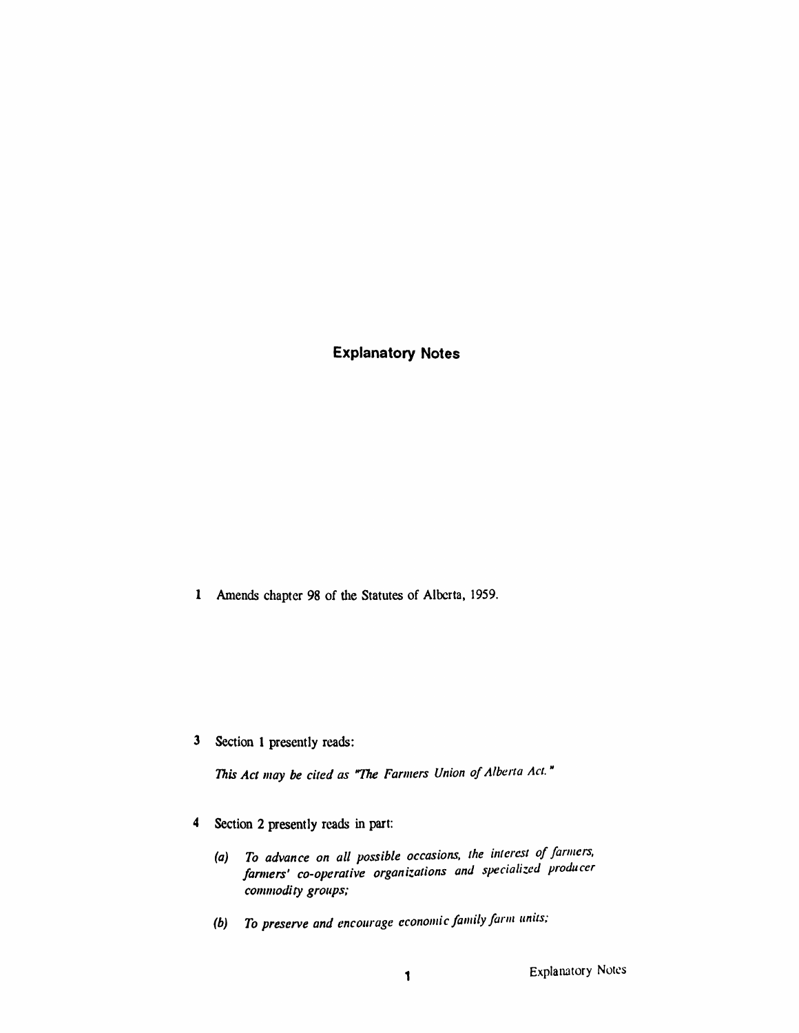## Explanatory Notes

**1** Amends chapter 98 of the Statutes of Alberta, 1959.

**3** Section 1 presently reads:

*This Act may be cited as "The Farmers Union of Alberta Act."*

**4** Section 2 presently reads in part:

*(a) To advance on all possible occasions, the interest of farmers, farmers' co-operative organizations and specialized producer commodity groups;*

*(b) To preserve and encourage economic family farm units;*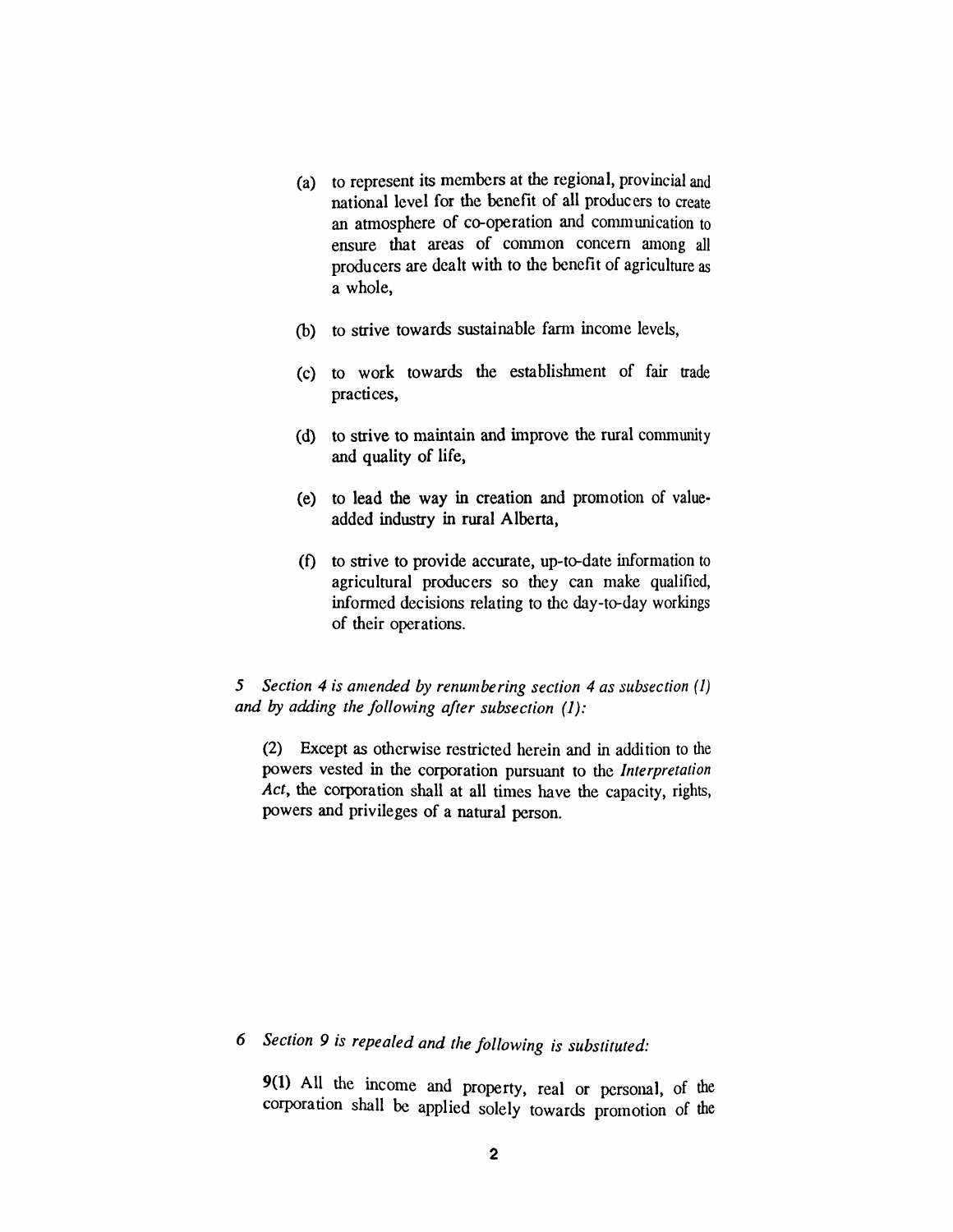(a) to represent its members at the regional, provincial and national level for the benefit of all producers to create an atmosphere of co-operation and communication to ensure that areas of common concern among all producers are dealt with to the benefit of agriculture as a whole,

(b) to strive towards sustainable farm income levels,

(c) to work towards the establishment of fair trade practices,

(d) to strive to maintain and improve the rural community and quality of life,

(e) to lead the way in creation and promotion of value-added industry in rural Alberta,

(f) to strive to provide accurate, up-to-date information to agricultural producers so they can make qualified, informed decisions relating to the day-to-day workings of their operations.

*5 Section 4 is amended by renumbering section 4 as subsection (1) and by adding the following after subsection (1):*

(2) Except as otherwise restricted herein and in addition to the powers vested in the corporation pursuant to the *Interpretation Act*, the corporation shall at all times have the capacity, rights, powers and privileges of a natural person.

*6 Section 9 is repealed and the following is substituted:*

**9(1)** All the income and property, real or personal, of the corporation shall be applied solely towards promotion of the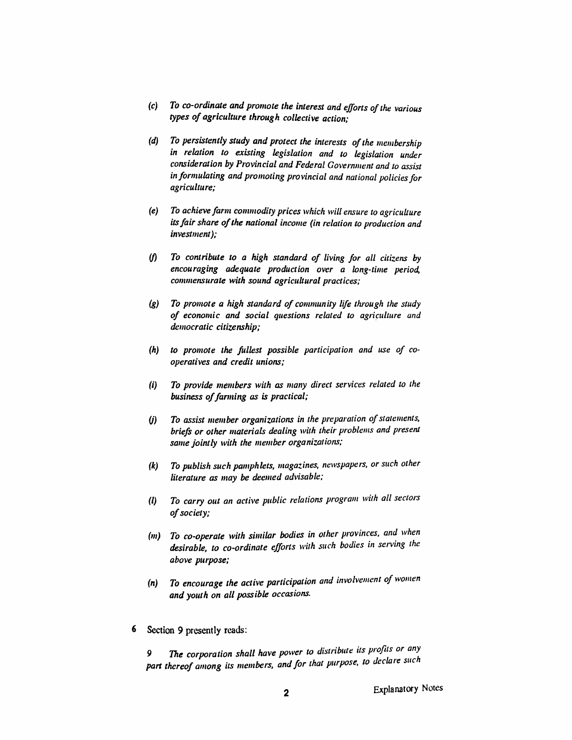*(c) To co-ordinate and promote the interest and efforts of the various types of agriculture through collective action;*

*(d) To persistently study and protect the interests of the membership in relation to existing legislation and to legislation under consideration by Provincial and Federal Government and to assist in formulating and promoting provincial and national policies for agriculture;*

*(e) To achieve farm commodity prices which will ensure to agriculture its fair share of the national income (in relation to production and investment);*

*(f) To contribute to a high standard of living for all citizens by encouraging adequate production over a long-time period, commensurate with sound agricultural practices;*

*(g) To promote a high standard of community life through the study of economic and social questions related to agriculture and democratic citizenship;*

*(h) to promote the fullest possible participation and use of co-operatives and credit unions;*

*(i) To provide members with as many direct services related to the business of farming as is practical;*

*(j) To assist member organizations in the preparation of statements, briefs or other materials dealing with their problems and present same jointly with the member organizations;*

*(k) To publish such pamphlets, magazines, newspapers, or such other literature as may be deemed advisable;*

*(l) To carry out an active public relations program with all sectors of society;*

*(m) To co-operate with similar bodies in other provinces, and when desirable, to co-ordinate efforts with such bodies in serving the above purpose;*

*(n) To encourage the active participation and involvement of women and youth on all possible occasions.*

**6** Section 9 presently reads:

*9 The corporation shall have power to distribute its profits or any part thereof among its members, and for that purpose, to declare such*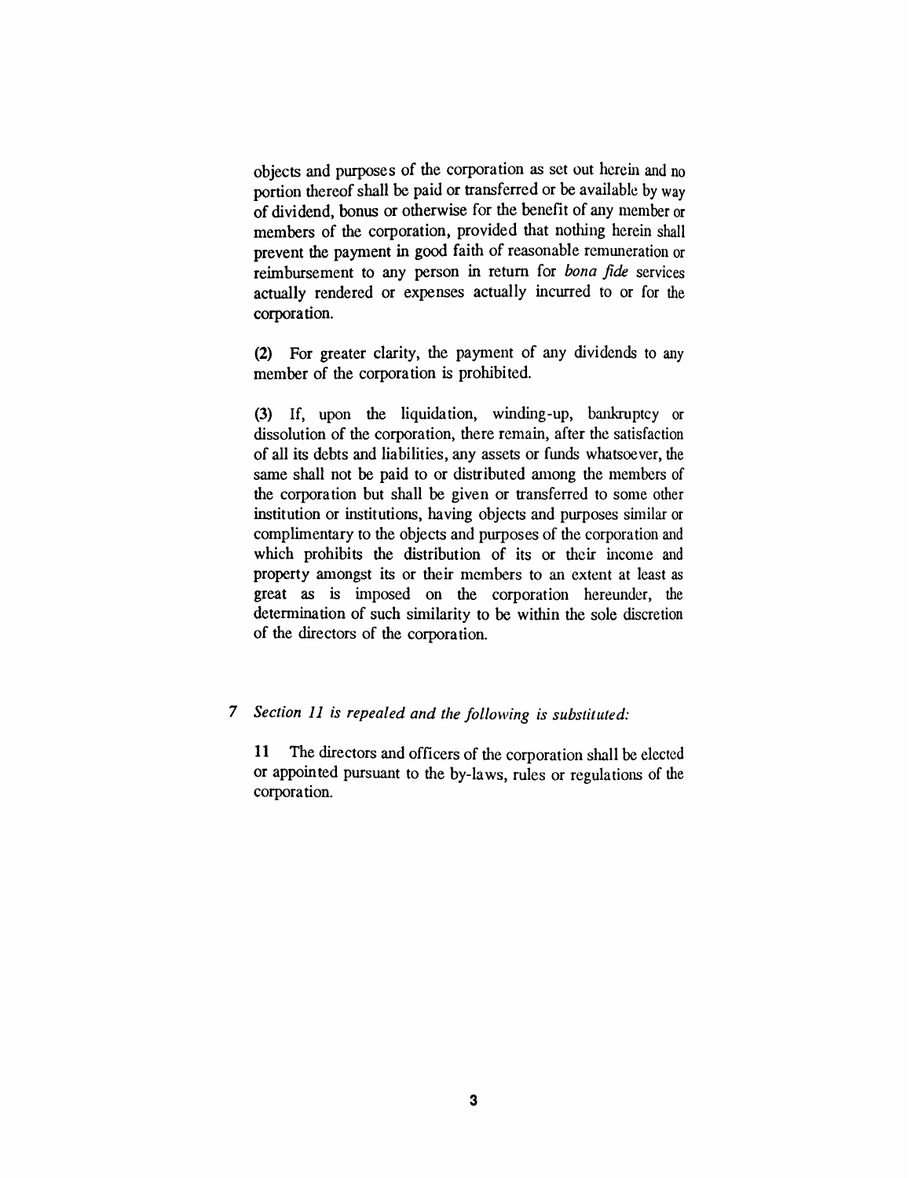objects and purposes of the corporation as set out herein and no portion thereof shall be paid or transferred or be available by way of dividend, bonus or otherwise for the benefit of any member or members of the corporation, provided that nothing herein shall prevent the payment in good faith of reasonable remuneration or reimbursement to any person in return for *bona fide* services actually rendered or expenses actually incurred to or for the corporation.

**(2)** For greater clarity, the payment of any dividends to any member of the corporation is prohibited.

**(3)** If, upon the liquidation, winding-up, bankruptcy or dissolution of the corporation, there remain, after the satisfaction of all its debts and liabilities, any assets or funds whatsoever, the same shall not be paid to or distributed among the members of the corporation but shall be given or transferred to some other institution or institutions, having objects and purposes similar or complimentary to the objects and purposes of the corporation and which prohibits the distribution of its or their income and property amongst its or their members to an extent at least as great as is imposed on the corporation hereunder, the determination of such similarity to be within the sole discretion of the directors of the corporation.

*7 Section 11 is repealed and the following is substituted:*

**11** The directors and officers of the corporation shall be elected or appointed pursuant to the by-laws, rules or regulations of the corporation.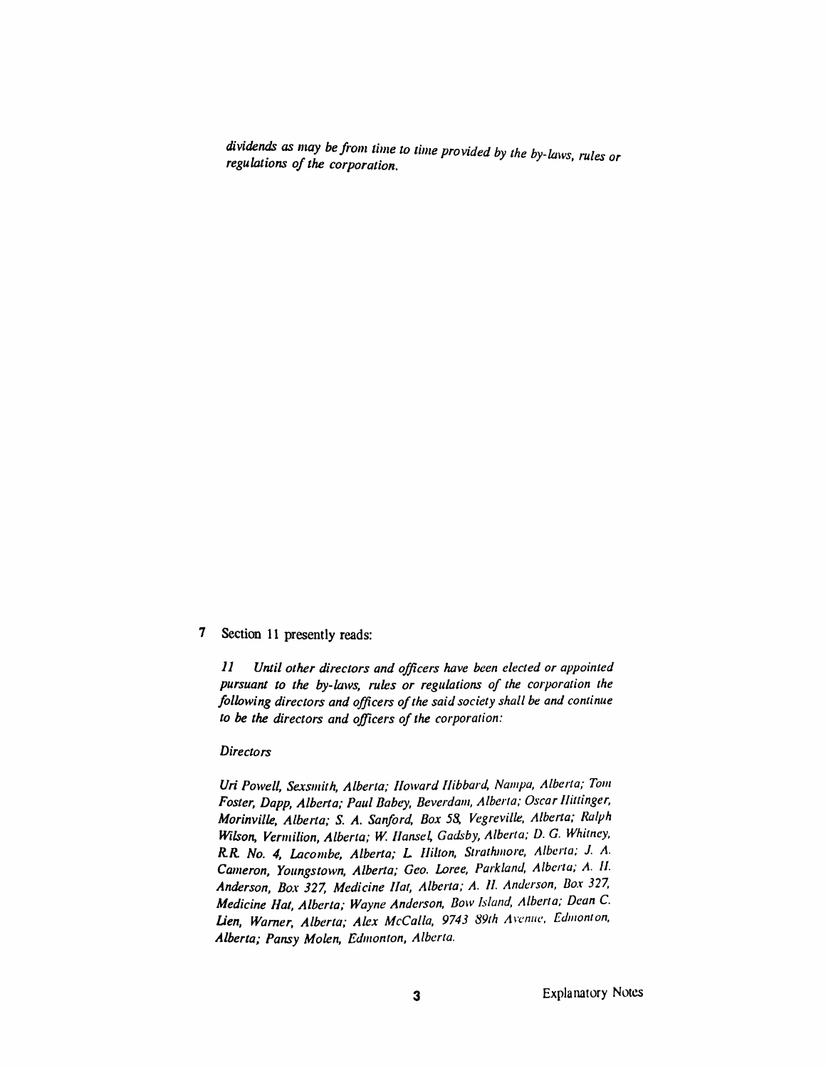*dividends as may be from time to time provided by the by-laws, rules or regulations of the corporation.*

**7** Section 11 presently reads:

*11 Until other directors and officers have been elected or appointed pursuant to the by-laws, rules or regulations of the corporation the following directors and officers of the said society shall be and continue to be the directors and officers of the corporation:*

*Directors*

*Uri Powell, Sexsmith, Alberta; Howard Hibbard, Nampa, Alberta; Tom Foster, Dapp, Alberta; Paul Babey, Beverdam, Alberta; Oscar Hittinger, Morinville, Alberta; S. A. Sanford, Box 58, Vegreville, Alberta; Ralph Wilson, Vermilion, Alberta; W. Hansel, Gadsby, Alberta; D. G. Whitney, R.R. No. 4, Lacombe, Alberta; L. Hilton, Strathmore, Alberta; J. A. Cameron, Youngstown, Alberta; Geo. Loree, Parkland, Alberta; A. H. Anderson, Box 327, Medicine Hat, Alberta; A. H. Anderson, Box 327, Medicine Hat, Alberta; Wayne Anderson, Bow Island, Alberta; Dean C. Lien, Warner, Alberta; Alex McCalla, 9743 89th Avenue, Edmonton, Alberta; Pansy Molen, Edmonton, Alberta.*

Explanatory Notes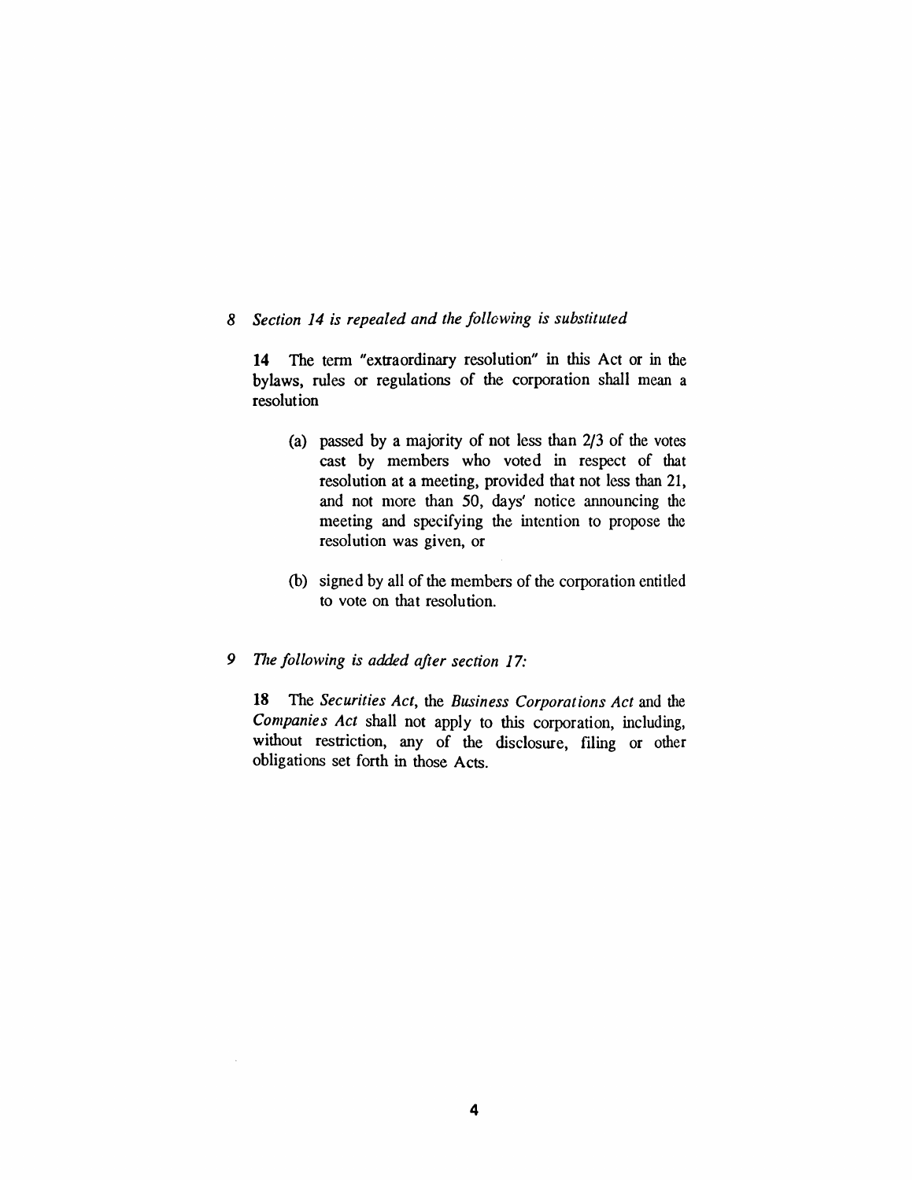*8 Section 14 is repealed and the following is substituted*

**14** The term "extraordinary resolution" in this Act or in the bylaws, rules or regulations of the corporation shall mean a resolution

(a) passed by a majority of not less than 2/3 of the votes cast by members who voted in respect of that resolution at a meeting, provided that not less than 21, and not more than 50, days' notice announcing the meeting and specifying the intention to propose the resolution was given, or

(b) signed by all of the members of the corporation entitled to vote on that resolution.

*9 The following is added after section 17:*

**18** The *Securities Act*, the *Business Corporations Act* and the *Companies Act* shall not apply to this corporation, including, without restriction, any of the disclosure, filing or other obligations set forth in those Acts.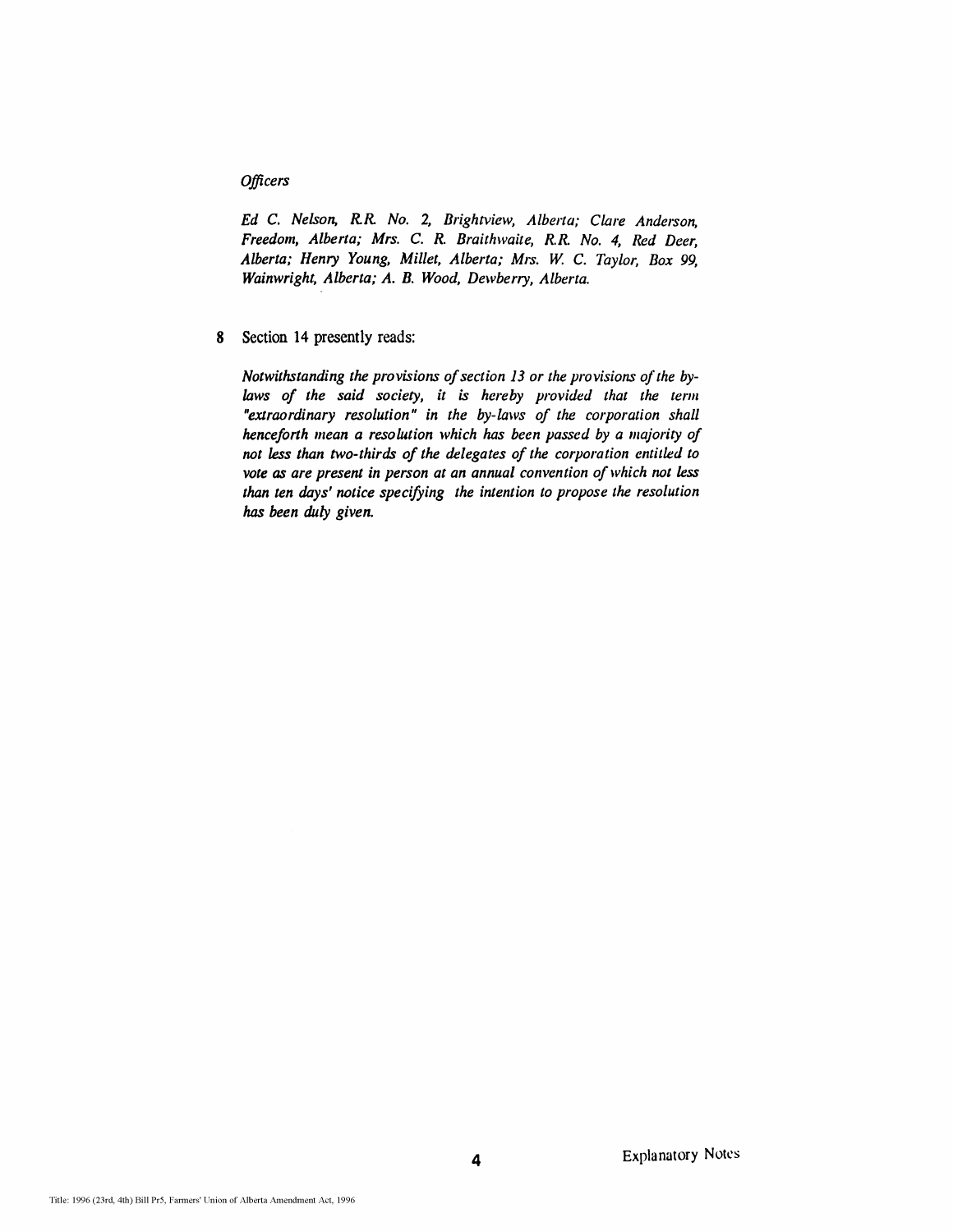*Officers*

*Ed C. Nelson, R.R. No. 2, Brightview, Alberta; Clare Anderson, Freedom, Alberta; Mrs. C. R. Braithwaite, R.R. No. 4, Red Deer, Alberta; Henry Young, Millet, Alberta; Mrs. W. C. Taylor, Box 99, Wainwright, Alberta; A. B. Wood, Dewberry, Alberta.*

**8** Section 14 presently reads:

*Notwithstanding the provisions of section 13 or the provisions of the by-laws of the said society, it is hereby provided that the term "extraordinary resolution" in the by-laws of the corporation shall henceforth mean a resolution which has been passed by a majority of not less than two-thirds of the delegates of the corporation entitled to vote as are present in person at an annual convention of which not less than ten days' notice specifying the intention to propose the resolution has been duly given.*